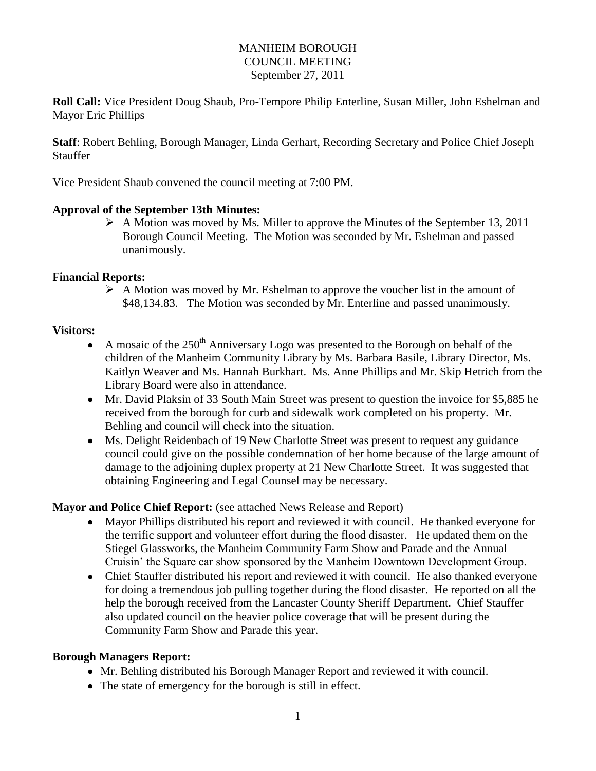# MANHEIM BOROUGH
## COUNCIL MEETING
September 27, 2011

**Roll Call:** Vice President Doug Shaub, Pro-Tempore Philip Enterline, Susan Miller, John Eshelman and Mayor Eric Phillips

**Staff**: Robert Behling, Borough Manager, Linda Gerhart, Recording Secretary and Police Chief Joseph Stauffer

Vice President Shaub convened the council meeting at 7:00 PM.

**Approval of the September 13th Minutes:**

- A Motion was moved by Ms. Miller to approve the Minutes of the September 13, 2011 Borough Council Meeting. The Motion was seconded by Mr. Eshelman and passed unanimously.

**Financial Reports:**

- A Motion was moved by Mr. Eshelman to approve the voucher list in the amount of $48,134.83. The Motion was seconded by Mr. Enterline and passed unanimously.

**Visitors:**

- A mosaic of the 250th Anniversary Logo was presented to the Borough on behalf of the children of the Manheim Community Library by Ms. Barbara Basile, Library Director, Ms. Kaitlyn Weaver and Ms. Hannah Burkhart. Ms. Anne Phillips and Mr. Skip Hetrich from the Library Board were also in attendance.
- Mr. David Plaksin of 33 South Main Street was present to question the invoice for $5,885 he received from the borough for curb and sidewalk work completed on his property. Mr. Behling and council will check into the situation.
- Ms. Delight Reidenbach of 19 New Charlotte Street was present to request any guidance council could give on the possible condemnation of her home because of the large amount of damage to the adjoining duplex property at 21 New Charlotte Street. It was suggested that obtaining Engineering and Legal Counsel may be necessary.

**Mayor and Police Chief Report:** (see attached News Release and Report)

- Mayor Phillips distributed his report and reviewed it with council. He thanked everyone for the terrific support and volunteer effort during the flood disaster. He updated them on the Stiegel Glassworks, the Manheim Community Farm Show and Parade and the Annual Cruisin' the Square car show sponsored by the Manheim Downtown Development Group.
- Chief Stauffer distributed his report and reviewed it with council. He also thanked everyone for doing a tremendous job pulling together during the flood disaster. He reported on all the help the borough received from the Lancaster County Sheriff Department. Chief Stauffer also updated council on the heavier police coverage that will be present during the Community Farm Show and Parade this year.

**Borough Managers Report:**

- Mr. Behling distributed his Borough Manager Report and reviewed it with council.
- The state of emergency for the borough is still in effect.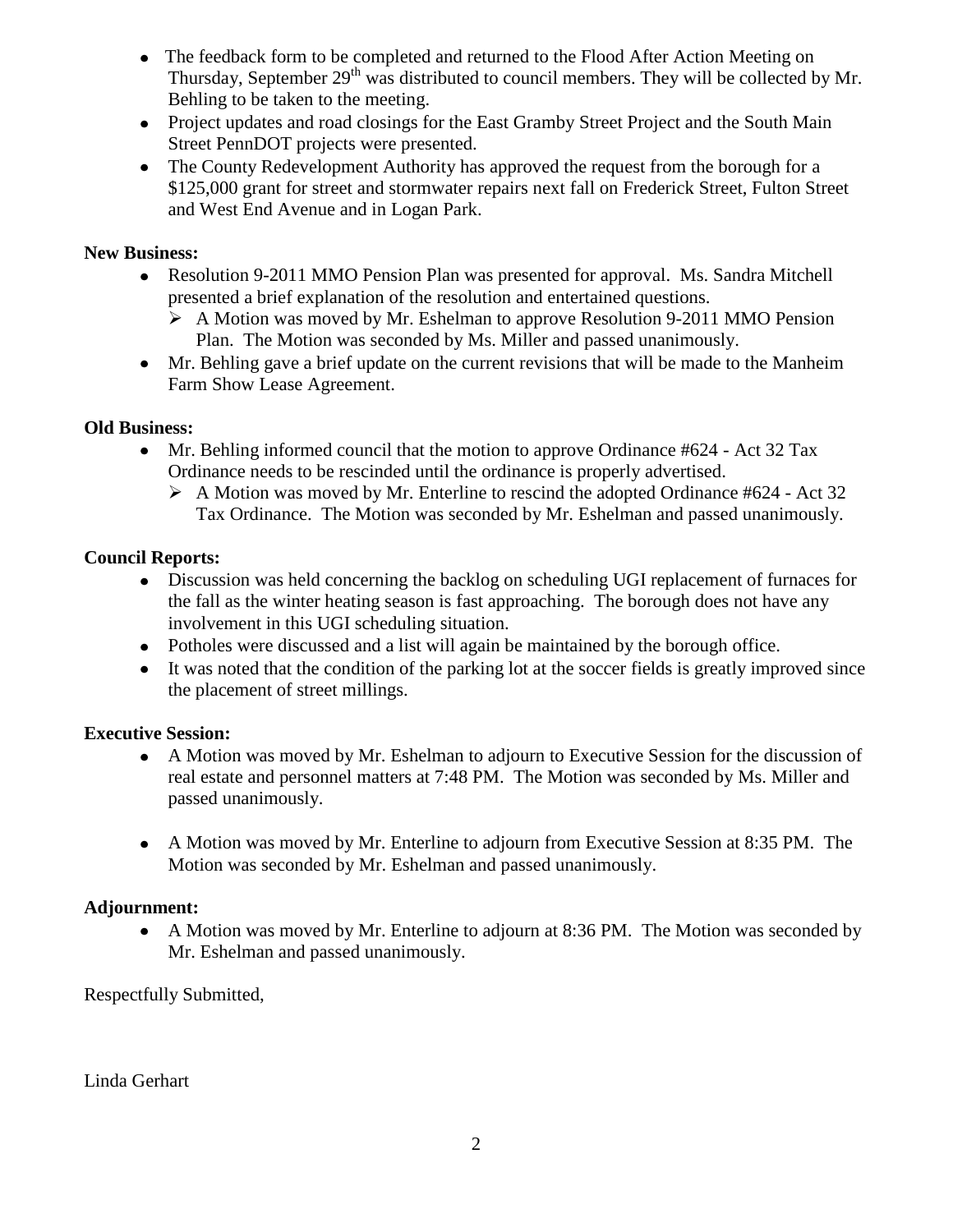- The feedback form to be completed and returned to the Flood After Action Meeting on Thursday, September 29th was distributed to council members. They will be collected by Mr. Behling to be taken to the meeting.
- Project updates and road closings for the East Gramby Street Project and the South Main Street PennDOT projects were presented.
- The County Redevelopment Authority has approved the request from the borough for a $125,000 grant for street and stormwater repairs next fall on Frederick Street, Fulton Street and West End Avenue and in Logan Park.

**New Business:**

- Resolution 9-2011 MMO Pension Plan was presented for approval. Ms. Sandra Mitchell presented a brief explanation of the resolution and entertained questions.
  - A Motion was moved by Mr. Eshelman to approve Resolution 9-2011 MMO Pension Plan. The Motion was seconded by Ms. Miller and passed unanimously.
- Mr. Behling gave a brief update on the current revisions that will be made to the Manheim Farm Show Lease Agreement.

**Old Business:**

- Mr. Behling informed council that the motion to approve Ordinance #624 - Act 32 Tax Ordinance needs to be rescinded until the ordinance is properly advertised.
  - A Motion was moved by Mr. Enterline to rescind the adopted Ordinance #624 - Act 32 Tax Ordinance. The Motion was seconded by Mr. Eshelman and passed unanimously.

**Council Reports:**

- Discussion was held concerning the backlog on scheduling UGI replacement of furnaces for the fall as the winter heating season is fast approaching. The borough does not have any involvement in this UGI scheduling situation.
- Potholes were discussed and a list will again be maintained by the borough office.
- It was noted that the condition of the parking lot at the soccer fields is greatly improved since the placement of street millings.

**Executive Session:**

- A Motion was moved by Mr. Eshelman to adjourn to Executive Session for the discussion of real estate and personnel matters at 7:48 PM. The Motion was seconded by Ms. Miller and passed unanimously.

- A Motion was moved by Mr. Enterline to adjourn from Executive Session at 8:35 PM. The Motion was seconded by Mr. Eshelman and passed unanimously.

**Adjournment:**

- A Motion was moved by Mr. Enterline to adjourn at 8:36 PM. The Motion was seconded by Mr. Eshelman and passed unanimously.

Respectfully Submitted,

Linda Gerhart